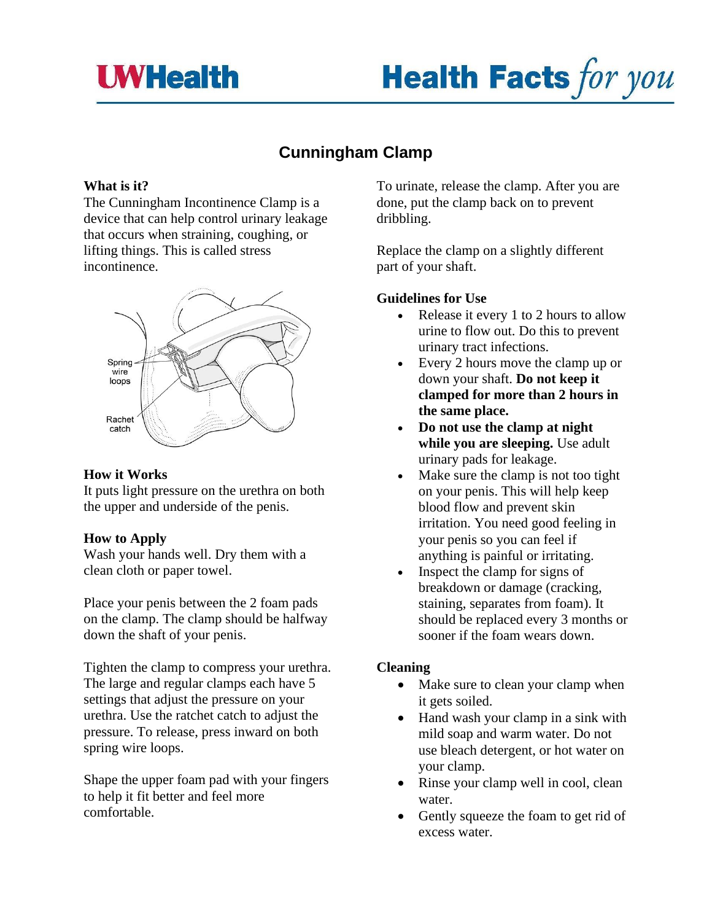# Cunningham Clamp

### What is it?

The Cunningham Incontinence Clamp is a device that can help control urinary leakage that occurs when straining, coughing, or lifting things. This is called stress incontinence.

Spring wire loops

Rachet catch

### How it Works

It puts light pressure on the urethra on both the upper and underside of the penis.

### How to Apply

Wash your hands well. Dry them with a clean cloth or paper towel.

Place your penis between the 2 foam pads on the clamp. The clamp should be halfway down the shaft of your penis.

Tighten the clamp to compress your urethra. The large and regular clamps each have 5 settings that adjust the pressure on your urethra. Use the ratchet catch to adjust the pressure. To release, press inward on both spring wire loops.

Shape the upper foam pad with your fingers to help it fit better and feel more comfortable.

To urinate, release the clamp. After you are done, put the clamp back on to prevent dribbling.

Replace the clamp on a slightly different part of your shaft.

### Guidelines for Use

- Release it every 1 to 2 hours to allow urine to flow out. Do this to prevent urinary tract infections.
- Every 2 hours move the clamp up or down your shaft. **Do not keep it clamped for more than 2 hours in the same place.**
- **Do not use the clamp at night while you are sleeping.** Use adult urinary pads for leakage.
- Make sure the clamp is not too tight on your penis. This will help keep blood flow and prevent skin irritation. You need good feeling in your penis so you can feel if anything is painful or irritating.
- Inspect the clamp for signs of breakdown or damage (cracking, staining, separates from foam). It should be replaced every 3 months or sooner if the foam wears down.

### Cleaning

- Make sure to clean your clamp when it gets soiled.
- Hand wash your clamp in a sink with mild soap and warm water. Do not use bleach detergent, or hot water on your clamp.
- Rinse your clamp well in cool, clean water.
- Gently squeeze the foam to get rid of excess water.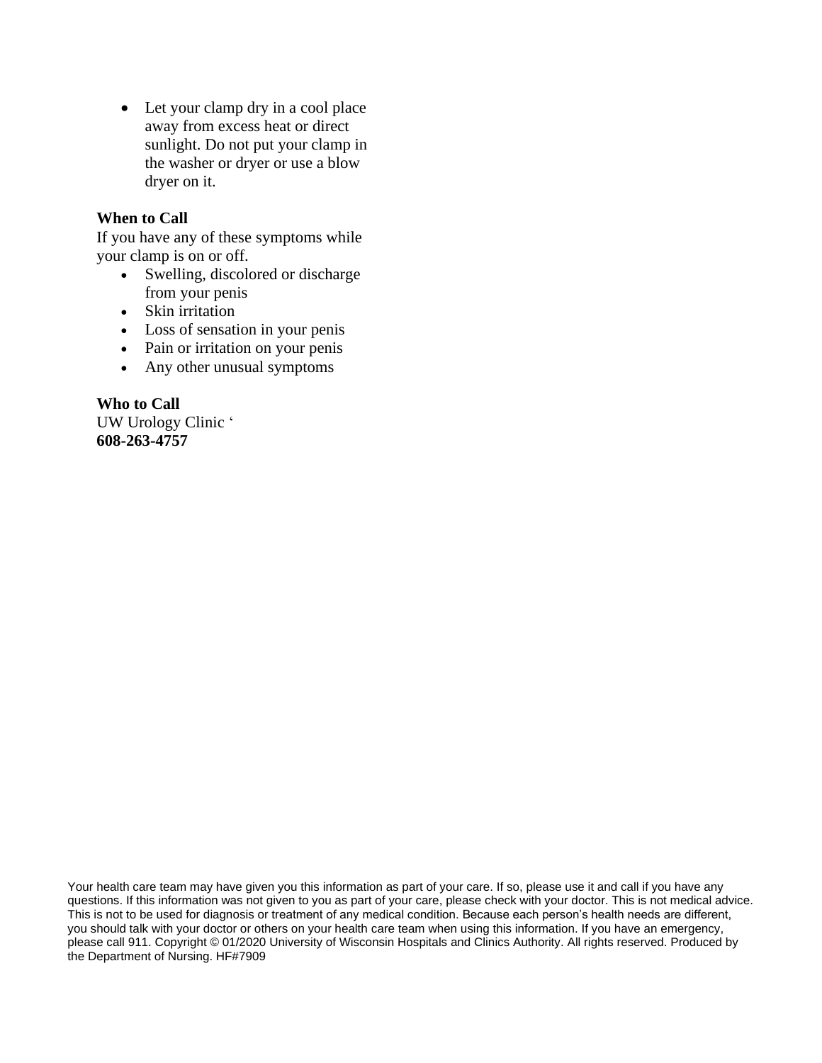- Let your clamp dry in a cool place away from excess heat or direct sunlight. Do not put your clamp in the washer or dryer or use a blow dryer on it.

**When to Call**

If you have any of these symptoms while your clamp is on or off.

- Swelling, discolored or discharge from your penis
- Skin irritation
- Loss of sensation in your penis
- Pain or irritation on your penis
- Any other unusual symptoms

**Who to Call**

UW Urology Clinic '
**608-263-4757**

Your health care team may have given you this information as part of your care. If so, please use it and call if you have any questions. If this information was not given to you as part of your care, please check with your doctor. This is not medical advice. This is not to be used for diagnosis or treatment of any medical condition. Because each person's health needs are different, you should talk with your doctor or others on your health care team when using this information. If you have an emergency, please call 911. Copyright © 01/2020 University of Wisconsin Hospitals and Clinics Authority. All rights reserved. Produced by the Department of Nursing. HF#7909